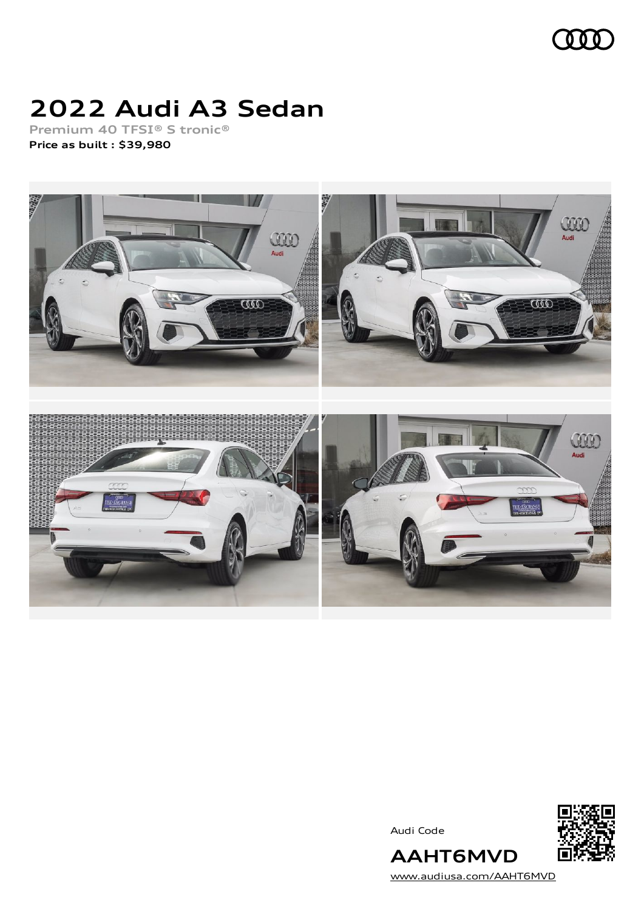# 2022 Audi A3 Sedan

Premium 40 TFSI® S tronic®

**Price as built : $39,980**

Audi Code

**AAHT6MVD**

www.audiusa.com/AAHT6MVD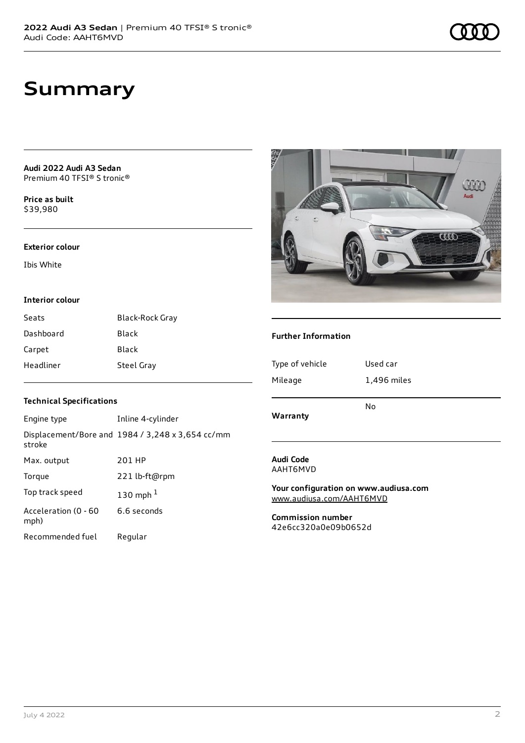# Summary

**Audi 2022 Audi A3 Sedan**
Premium 40 TFSI® S tronic®

**Price as built**
$39,980

#### Exterior colour

Ibis White

#### Interior colour

| | |
|---|---|
| Seats | Black-Rock Gray |
| Dashboard | Black |
| Carpet | Black |
| Headliner | Steel Gray |

#### Technical Specifications

| | |
|---|---|
| Engine type | Inline 4-cylinder |
| Displacement/Bore and stroke | 1984 / 3,248 x 3,654 cc/mm |
| Max. output | 201 HP |
| Torque | 221 lb-ft@rpm |
| Top track speed | 130 mph [1] |
| Acceleration (0 - 60 mph) | 6.6 seconds |
| Recommended fuel | Regular |

#### Further Information

| | |
|---|---|
| Type of vehicle | Used car |
| Mileage | 1,496 miles |
| **Warranty** | No |

**Audi Code**
AAHT6MVD

**Your configuration on www.audiusa.com**
www.audiusa.com/AAHT6MVD

**Commission number**
42e6cc320a0e09b0652d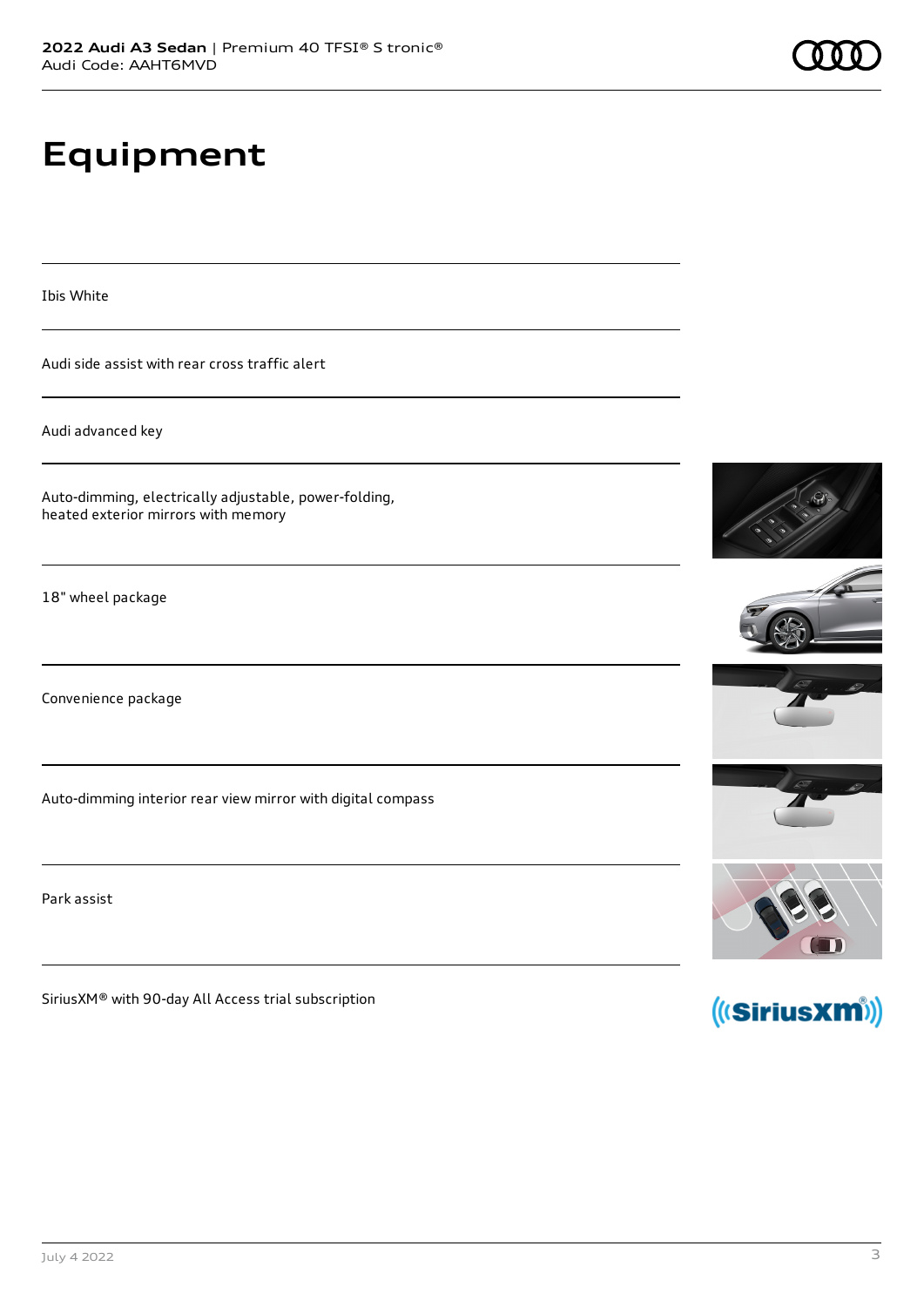# Equipment

Ibis White

Audi side assist with rear cross traffic alert

Audi advanced key

Auto-dimming, electrically adjustable, power-folding, heated exterior mirrors with memory

18" wheel package

Convenience package

Auto-dimming interior rear view mirror with digital compass

Park assist

SiriusXM® with 90-day All Access trial subscription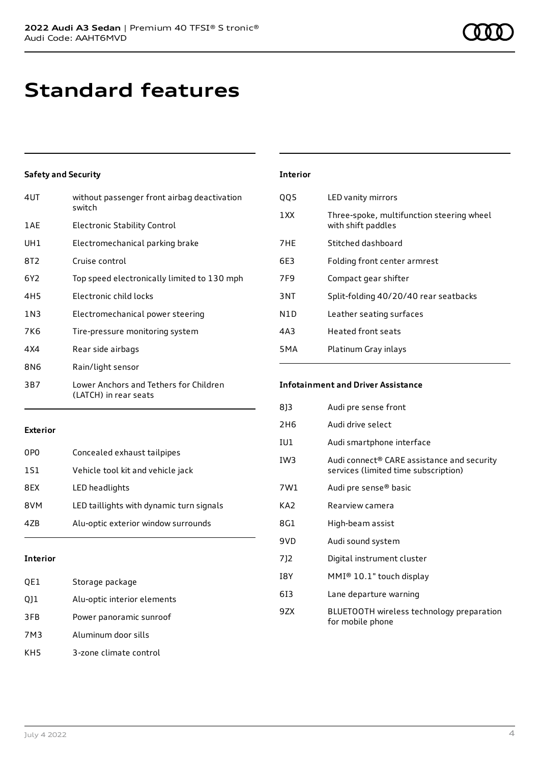# Standard features

### Safety and Security

| | |
|---|---|
| 4UT | without passenger front airbag deactivation switch |
| 1AE | Electronic Stability Control |
| UH1 | Electromechanical parking brake |
| 8T2 | Cruise control |
| 6Y2 | Top speed electronically limited to 130 mph |
| 4H5 | Electronic child locks |
| 1N3 | Electromechanical power steering |
| 7K6 | Tire-pressure monitoring system |
| 4X4 | Rear side airbags |
| 8N6 | Rain/light sensor |
| 3B7 | Lower Anchors and Tethers for Children (LATCH) in rear seats |

### Exterior

| | |
|---|---|
| 0P0 | Concealed exhaust tailpipes |
| 1S1 | Vehicle tool kit and vehicle jack |
| 8EX | LED headlights |
| 8VM | LED taillights with dynamic turn signals |
| 4ZB | Alu-optic exterior window surrounds |

### Interior

| | |
|---|---|
| QE1 | Storage package |
| QJ1 | Alu-optic interior elements |
| 3FB | Power panoramic sunroof |
| 7M3 | Aluminum door sills |
| KH5 | 3-zone climate control |
| QQ5 | LED vanity mirrors |
| 1XX | Three-spoke, multifunction steering wheel with shift paddles |
| 7HE | Stitched dashboard |
| 6E3 | Folding front center armrest |
| 7F9 | Compact gear shifter |
| 3NT | Split-folding 40/20/40 rear seatbacks |
| N1D | Leather seating surfaces |
| 4A3 | Heated front seats |
| 5MA | Platinum Gray inlays |

### Infotainment and Driver Assistance

| | |
|---|---|
| 8J3 | Audi pre sense front |
| 2H6 | Audi drive select |
| IU1 | Audi smartphone interface |
| IW3 | Audi connect® CARE assistance and security services (limited time subscription) |
| 7W1 | Audi pre sense® basic |
| KA2 | Rearview camera |
| 8G1 | High-beam assist |
| 9VD | Audi sound system |
| 7J2 | Digital instrument cluster |
| I8Y | MMI® 10.1" touch display |
| 6I3 | Lane departure warning |
| 9ZX | BLUETOOTH wireless technology preparation for mobile phone |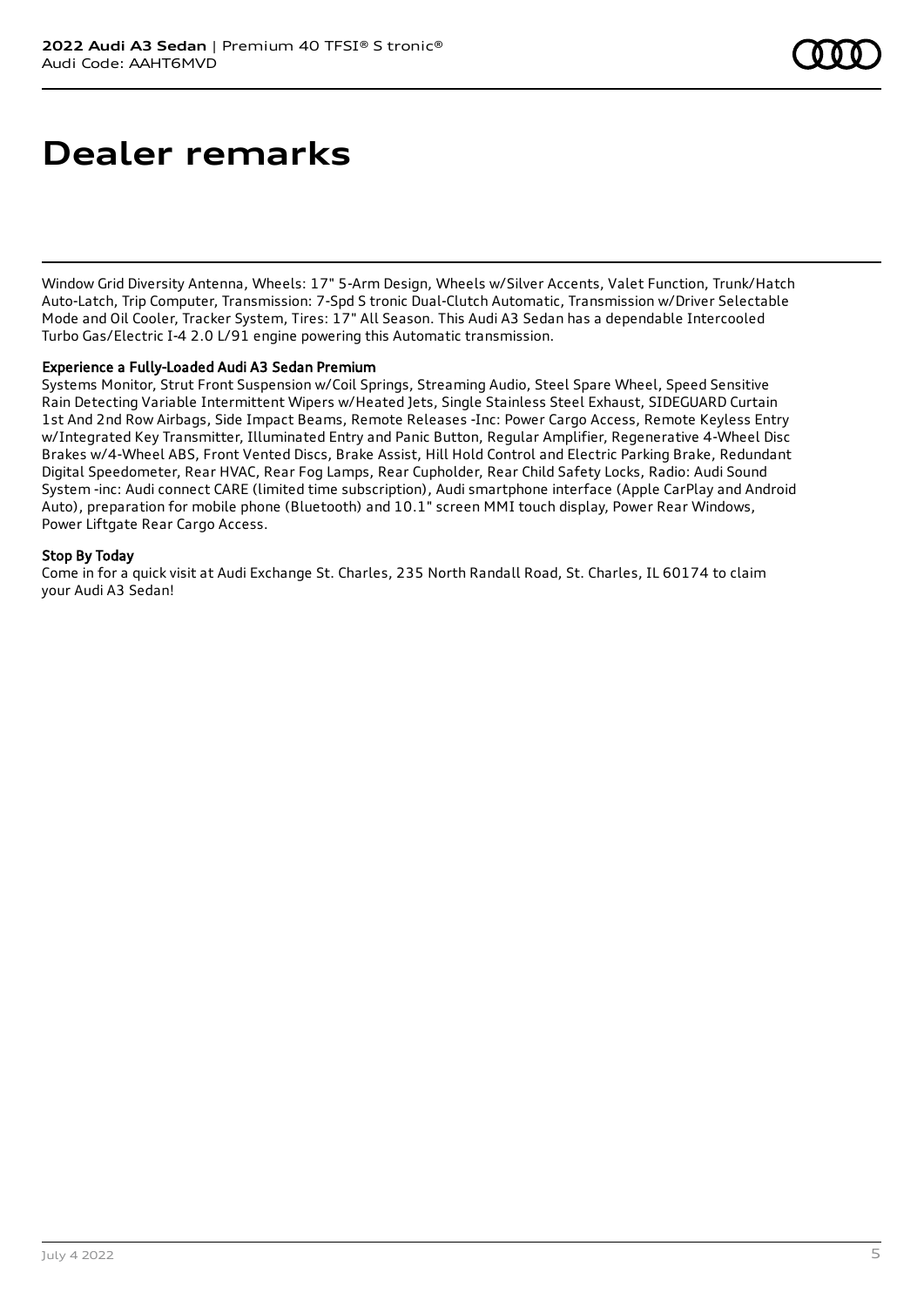# Dealer remarks

Window Grid Diversity Antenna, Wheels: 17" 5-Arm Design, Wheels w/Silver Accents, Valet Function, Trunk/Hatch Auto-Latch, Trip Computer, Transmission: 7-Spd S tronic Dual-Clutch Automatic, Transmission w/Driver Selectable Mode and Oil Cooler, Tracker System, Tires: 17" All Season. This Audi A3 Sedan has a dependable Intercooled Turbo Gas/Electric I-4 2.0 L/91 engine powering this Automatic transmission.

## Experience a Fully-Loaded Audi A3 Sedan Premium

Systems Monitor, Strut Front Suspension w/Coil Springs, Streaming Audio, Steel Spare Wheel, Speed Sensitive Rain Detecting Variable Intermittent Wipers w/Heated Jets, Single Stainless Steel Exhaust, SIDEGUARD Curtain 1st And 2nd Row Airbags, Side Impact Beams, Remote Releases -Inc: Power Cargo Access, Remote Keyless Entry w/Integrated Key Transmitter, Illuminated Entry and Panic Button, Regular Amplifier, Regenerative 4-Wheel Disc Brakes w/4-Wheel ABS, Front Vented Discs, Brake Assist, Hill Hold Control and Electric Parking Brake, Redundant Digital Speedometer, Rear HVAC, Rear Fog Lamps, Rear Cupholder, Rear Child Safety Locks, Radio: Audi Sound System -inc: Audi connect CARE (limited time subscription), Audi smartphone interface (Apple CarPlay and Android Auto), preparation for mobile phone (Bluetooth) and 10.1" screen MMI touch display, Power Rear Windows, Power Liftgate Rear Cargo Access.

## Stop By Today

Come in for a quick visit at Audi Exchange St. Charles, 235 North Randall Road, St. Charles, IL 60174 to claim your Audi A3 Sedan!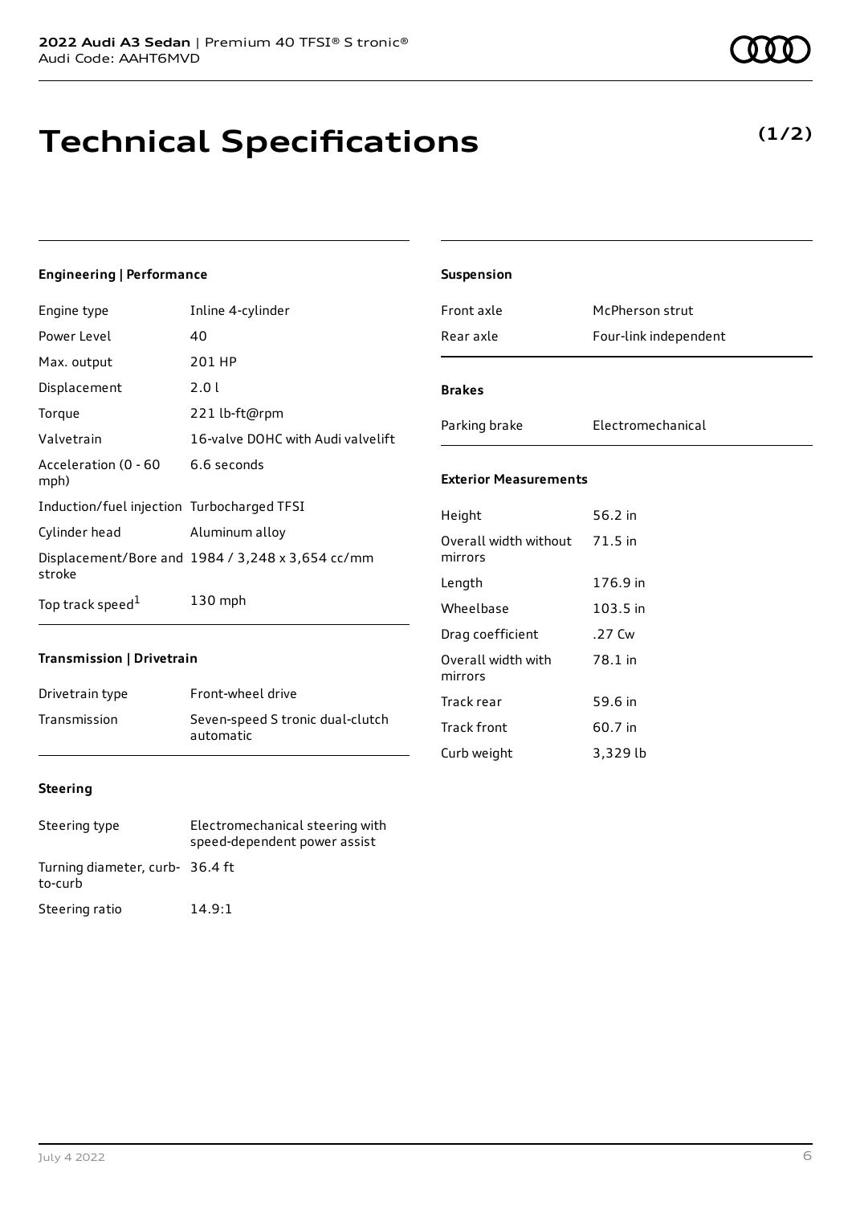# Technical Specifications

**(1/2)**

### Engineering | Performance

| | |
|---|---|
| Engine type | Inline 4-cylinder |
| Power Level | 40 |
| Max. output | 201 HP |
| Displacement | 2.0 l |
| Torque | 221 lb-ft@rpm |
| Valvetrain | 16-valve DOHC with Audi valvelift |
| Acceleration (0 - 60 mph) | 6.6 seconds |
| Induction/fuel injection | Turbocharged TFSI |
| Cylinder head | Aluminum alloy |
| Displacement/Bore and stroke | 1984 / 3,248 x 3,654 cc/mm |
| Top track speed[1] | 130 mph |

### Transmission | Drivetrain

| | |
|---|---|
| Drivetrain type | Front-wheel drive |
| Transmission | Seven-speed S tronic dual-clutch automatic |

### Steering

| | |
|---|---|
| Steering type | Electromechanical steering with speed-dependent power assist |
| Turning diameter, curb-to-curb | 36.4 ft |
| Steering ratio | 14.9:1 |

### Suspension

| | |
|---|---|
| Front axle | McPherson strut |
| Rear axle | Four-link independent |

### Brakes

| | |
|---|---|
| Parking brake | Electromechanical |

### Exterior Measurements

| | |
|---|---|
| Height | 56.2 in |
| Overall width without mirrors | 71.5 in |
| Length | 176.9 in |
| Wheelbase | 103.5 in |
| Drag coefficient | .27 Cw |
| Overall width with mirrors | 78.1 in |
| Track rear | 59.6 in |
| Track front | 60.7 in |
| Curb weight | 3,329 lb |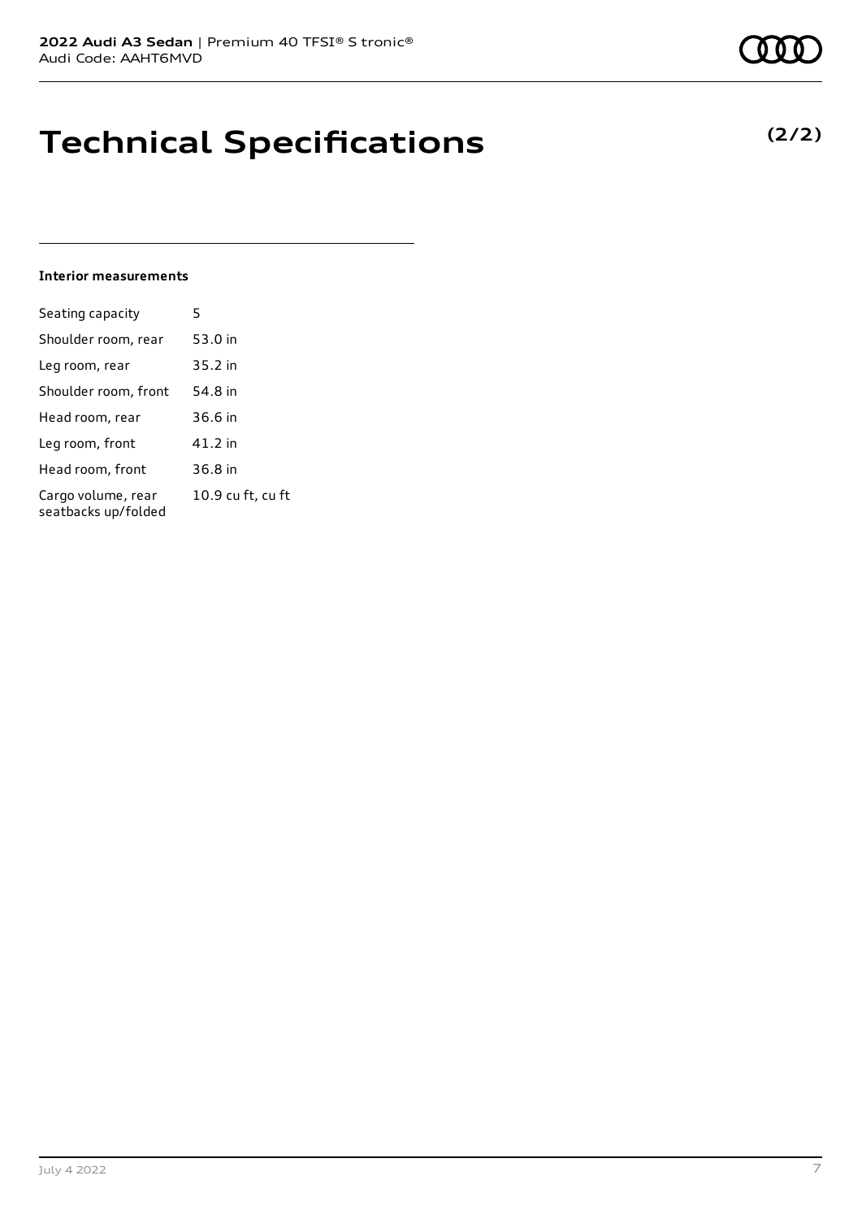# Technical Specifications

**(2/2)**

### Interior measurements

| | |
|---|---|
| Seating capacity | 5 |
| Shoulder room, rear | 53.0 in |
| Leg room, rear | 35.2 in |
| Shoulder room, front | 54.8 in |
| Head room, rear | 36.6 in |
| Leg room, front | 41.2 in |
| Head room, front | 36.8 in |
| Cargo volume, rear seatbacks up/folded | 10.9 cu ft, cu ft |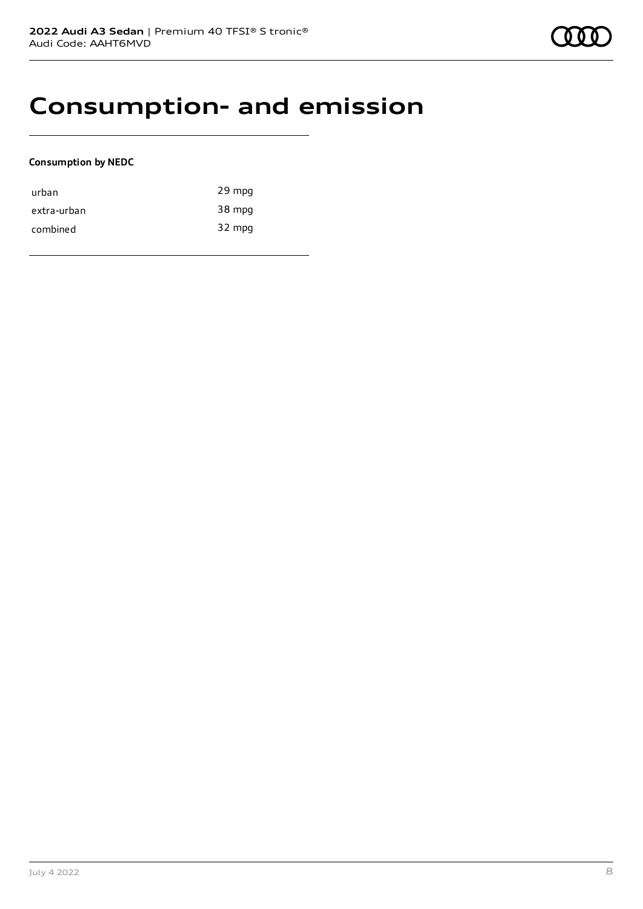# Consumption- and emission

**Consumption by NEDC**

| | |
|---|---|
| urban | 29 mpg |
| extra-urban | 38 mpg |
| combined | 32 mpg |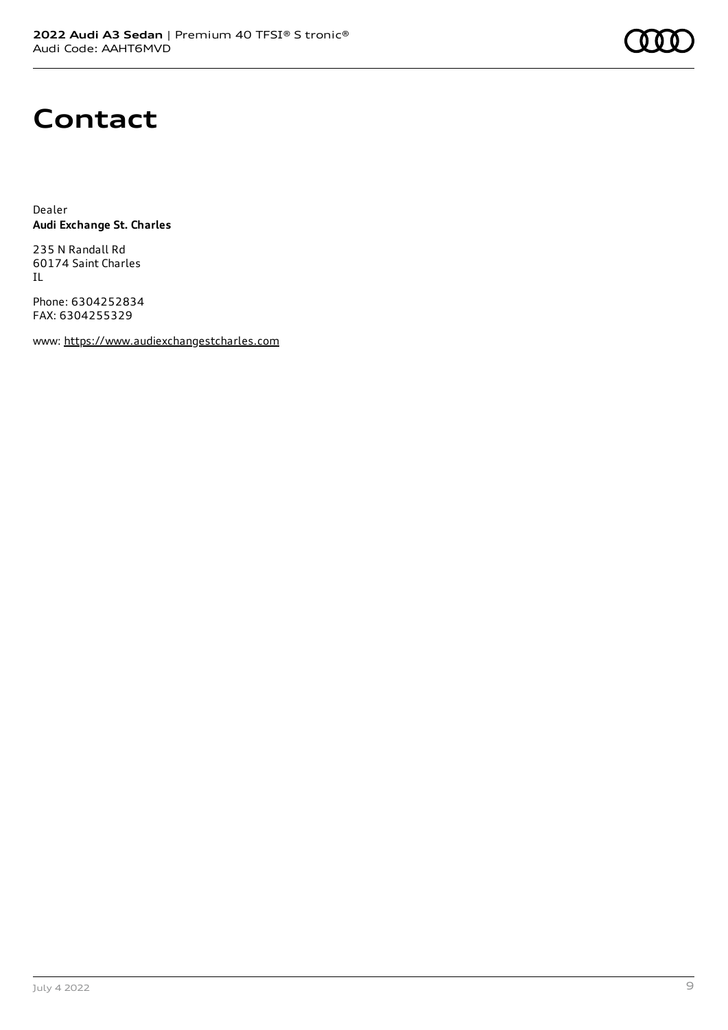# Contact

Dealer
**Audi Exchange St. Charles**

235 N Randall Rd
60174 Saint Charles
IL

Phone: 6304252834
FAX: 6304255329

www: https://www.audiexchangestcharles.com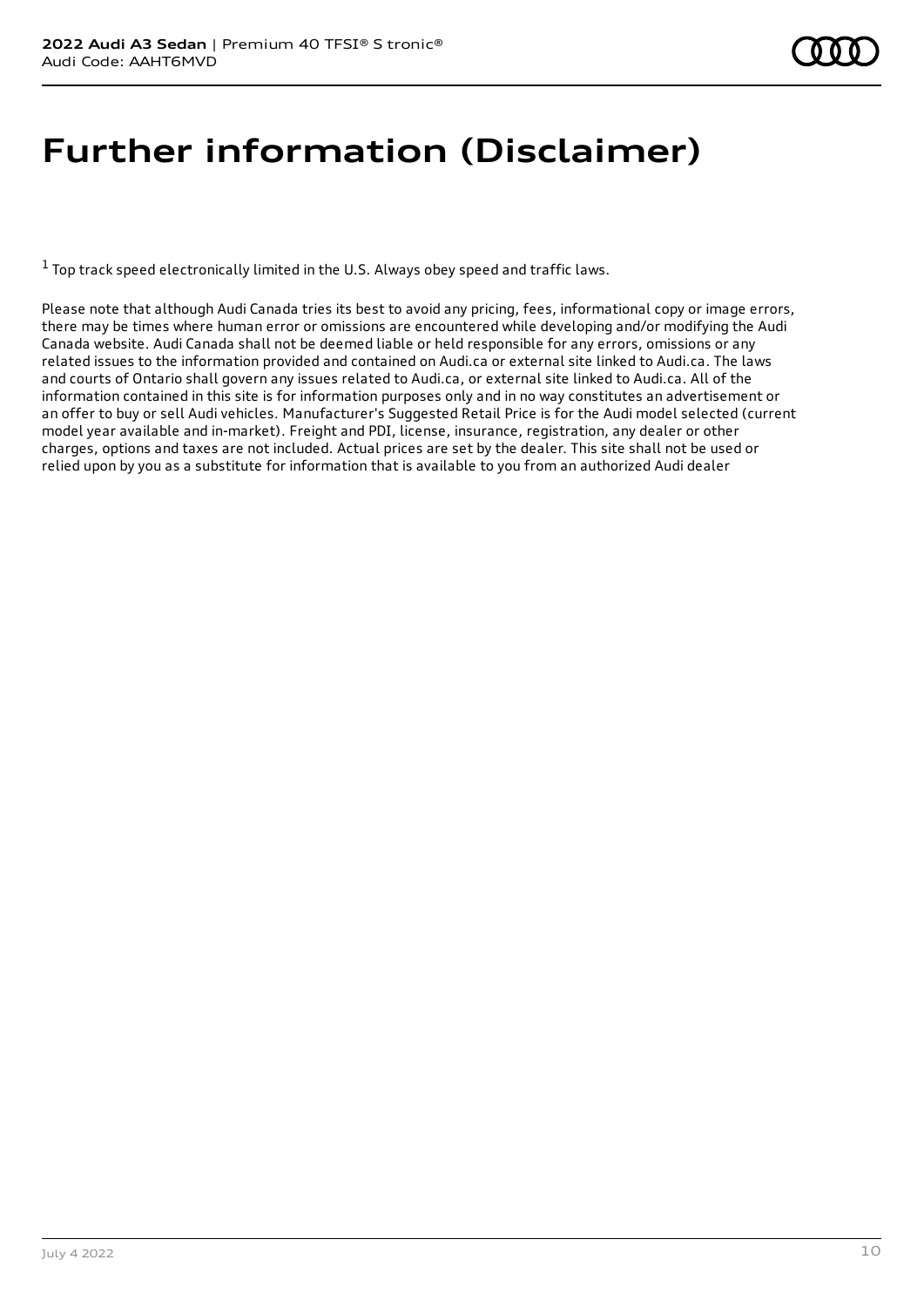# Further information (Disclaimer)

[1] Top track speed electronically limited in the U.S. Always obey speed and traffic laws.

Please note that although Audi Canada tries its best to avoid any pricing, fees, informational copy or image errors, there may be times where human error or omissions are encountered while developing and/or modifying the Audi Canada website. Audi Canada shall not be deemed liable or held responsible for any errors, omissions or any related issues to the information provided and contained on Audi.ca or external site linked to Audi.ca. The laws and courts of Ontario shall govern any issues related to Audi.ca, or external site linked to Audi.ca. All of the information contained in this site is for information purposes only and in no way constitutes an advertisement or an offer to buy or sell Audi vehicles. Manufacturer's Suggested Retail Price is for the Audi model selected (current model year available and in-market). Freight and PDI, license, insurance, registration, any dealer or other charges, options and taxes are not included. Actual prices are set by the dealer. This site shall not be used or relied upon by you as a substitute for information that is available to you from an authorized Audi dealer